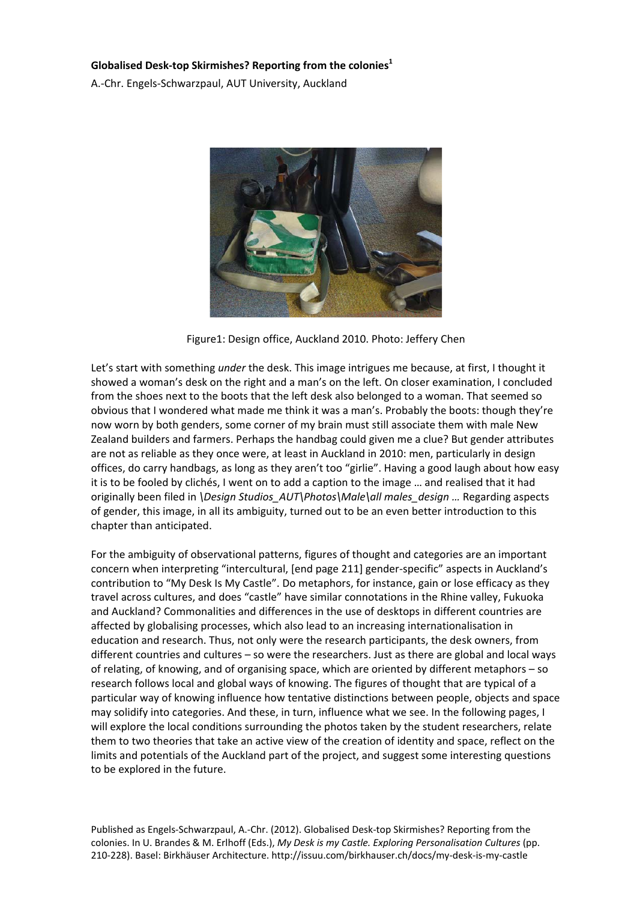**Globalised Desk-top Skirmishes? Reporting from the colonies**[1]

A.-Chr. Engels-Schwarzpaul, AUT University, Auckland

Figure1: Design office, Auckland 2010. Photo: Jeffery Chen

Let's start with something *under* the desk. This image intrigues me because, at first, I thought it showed a woman's desk on the right and a man's on the left. On closer examination, I concluded from the shoes next to the boots that the left desk also belonged to a woman. That seemed so obvious that I wondered what made me think it was a man's. Probably the boots: though they're now worn by both genders, some corner of my brain must still associate them with male New Zealand builders and farmers. Perhaps the handbag could given me a clue? But gender attributes are not as reliable as they once were, at least in Auckland in 2010: men, particularly in design offices, do carry handbags, as long as they aren't too "girlie". Having a good laugh about how easy it is to be fooled by clichés, I went on to add a caption to the image … and realised that it had originally been filed in *\Design Studios_AUT\Photos\Male\all males_design* … Regarding aspects of gender, this image, in all its ambiguity, turned out to be an even better introduction to this chapter than anticipated.

For the ambiguity of observational patterns, figures of thought and categories are an important concern when interpreting "intercultural, [end page 211] gender-specific" aspects in Auckland's contribution to "My Desk Is My Castle". Do metaphors, for instance, gain or lose efficacy as they travel across cultures, and does "castle" have similar connotations in the Rhine valley, Fukuoka and Auckland? Commonalities and differences in the use of desktops in different countries are affected by globalising processes, which also lead to an increasing internationalisation in education and research. Thus, not only were the research participants, the desk owners, from different countries and cultures – so were the researchers. Just as there are global and local ways of relating, of knowing, and of organising space, which are oriented by different metaphors – so research follows local and global ways of knowing. The figures of thought that are typical of a particular way of knowing influence how tentative distinctions between people, objects and space may solidify into categories. And these, in turn, influence what we see. In the following pages, I will explore the local conditions surrounding the photos taken by the student researchers, relate them to two theories that take an active view of the creation of identity and space, reflect on the limits and potentials of the Auckland part of the project, and suggest some interesting questions to be explored in the future.

Published as Engels-Schwarzpaul, A.-Chr. (2012). Globalised Desk-top Skirmishes? Reporting from the colonies. In U. Brandes & M. Erlhoff (Eds.), *My Desk is my Castle. Exploring Personalisation Cultures* (pp. 210-228). Basel: Birkhäuser Architecture. http://issuu.com/birkhauser.ch/docs/my-desk-is-my-castle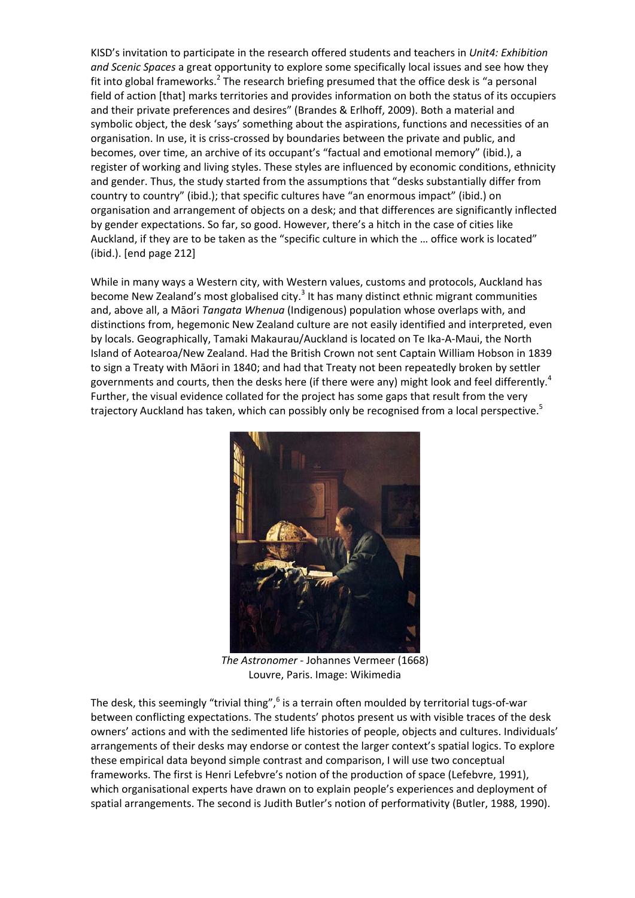KISD's invitation to participate in the research offered students and teachers in *Unit4: Exhibition and Scenic Spaces* a great opportunity to explore some specifically local issues and see how they fit into global frameworks.[2] The research briefing presumed that the office desk is "a personal field of action [that] marks territories and provides information on both the status of its occupiers and their private preferences and desires" (Brandes & Erlhoff, 2009). Both a material and symbolic object, the desk 'says' something about the aspirations, functions and necessities of an organisation. In use, it is criss-crossed by boundaries between the private and public, and becomes, over time, an archive of its occupant's "factual and emotional memory" (ibid.), a register of working and living styles. These styles are influenced by economic conditions, ethnicity and gender. Thus, the study started from the assumptions that "desks substantially differ from country to country" (ibid.); that specific cultures have "an enormous impact" (ibid.) on organisation and arrangement of objects on a desk; and that differences are significantly inflected by gender expectations. So far, so good. However, there's a hitch in the case of cities like Auckland, if they are to be taken as the "specific culture in which the … office work is located" (ibid.). [end page 212]

While in many ways a Western city, with Western values, customs and protocols, Auckland has become New Zealand's most globalised city.[3] It has many distinct ethnic migrant communities and, above all, a Māori *Tangata Whenua* (Indigenous) population whose overlaps with, and distinctions from, hegemonic New Zealand culture are not easily identified and interpreted, even by locals. Geographically, Tamaki Makaurau/Auckland is located on Te Ika-A-Maui, the North Island of Aotearoa/New Zealand. Had the British Crown not sent Captain William Hobson in 1839 to sign a Treaty with Māori in 1840; and had that Treaty not been repeatedly broken by settler governments and courts, then the desks here (if there were any) might look and feel differently.[4] Further, the visual evidence collated for the project has some gaps that result from the very trajectory Auckland has taken, which can possibly only be recognised from a local perspective.[5]

*The Astronomer* - Johannes Vermeer (1668)
Louvre, Paris. Image: Wikimedia

The desk, this seemingly "trivial thing",[6] is a terrain often moulded by territorial tugs-of-war between conflicting expectations. The students' photos present us with visible traces of the desk owners' actions and with the sedimented life histories of people, objects and cultures. Individuals' arrangements of their desks may endorse or contest the larger context's spatial logics. To explore these empirical data beyond simple contrast and comparison, I will use two conceptual frameworks. The first is Henri Lefebvre's notion of the production of space (Lefebvre, 1991), which organisational experts have drawn on to explain people's experiences and deployment of spatial arrangements. The second is Judith Butler's notion of performativity (Butler, 1988, 1990).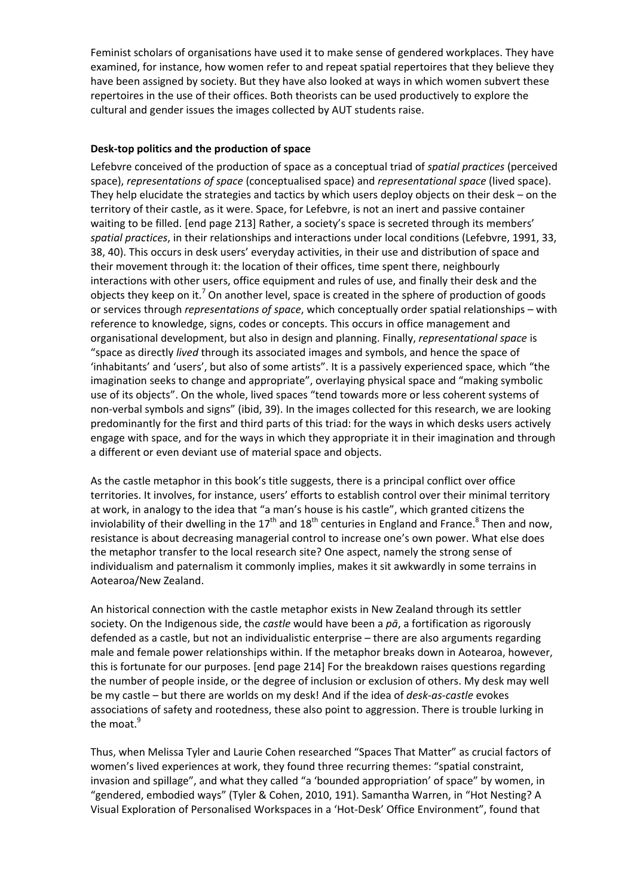Feminist scholars of organisations have used it to make sense of gendered workplaces. They have examined, for instance, how women refer to and repeat spatial repertoires that they believe they have been assigned by society. But they have also looked at ways in which women subvert these repertoires in the use of their offices. Both theorists can be used productively to explore the cultural and gender issues the images collected by AUT students raise.

**Desk-top politics and the production of space**

Lefebvre conceived of the production of space as a conceptual triad of *spatial practices* (perceived space), *representations of space* (conceptualised space) and *representational space* (lived space). They help elucidate the strategies and tactics by which users deploy objects on their desk – on the territory of their castle, as it were. Space, for Lefebvre, is not an inert and passive container waiting to be filled. [end page 213] Rather, a society's space is secreted through its members' *spatial practices*, in their relationships and interactions under local conditions (Lefebvre, 1991, 33, 38, 40). This occurs in desk users' everyday activities, in their use and distribution of space and their movement through it: the location of their offices, time spent there, neighbourly interactions with other users, office equipment and rules of use, and finally their desk and the objects they keep on it.[7] On another level, space is created in the sphere of production of goods or services through *representations of space*, which conceptually order spatial relationships – with reference to knowledge, signs, codes or concepts. This occurs in office management and organisational development, but also in design and planning. Finally, *representational space* is "space as directly *lived* through its associated images and symbols, and hence the space of 'inhabitants' and 'users', but also of some artists". It is a passively experienced space, which "the imagination seeks to change and appropriate", overlaying physical space and "making symbolic use of its objects". On the whole, lived spaces "tend towards more or less coherent systems of non-verbal symbols and signs" (ibid, 39). In the images collected for this research, we are looking predominantly for the first and third parts of this triad: for the ways in which desks users actively engage with space, and for the ways in which they appropriate it in their imagination and through a different or even deviant use of material space and objects.

As the castle metaphor in this book's title suggests, there is a principal conflict over office territories. It involves, for instance, users' efforts to establish control over their minimal territory at work, in analogy to the idea that "a man's house is his castle", which granted citizens the inviolability of their dwelling in the 17th and 18th centuries in England and France.[8] Then and now, resistance is about decreasing managerial control to increase one's own power. What else does the metaphor transfer to the local research site? One aspect, namely the strong sense of individualism and paternalism it commonly implies, makes it sit awkwardly in some terrains in Aotearoa/New Zealand.

An historical connection with the castle metaphor exists in New Zealand through its settler society. On the Indigenous side, the *castle* would have been a *pā*, a fortification as rigorously defended as a castle, but not an individualistic enterprise – there are also arguments regarding male and female power relationships within. If the metaphor breaks down in Aotearoa, however, this is fortunate for our purposes. [end page 214] For the breakdown raises questions regarding the number of people inside, or the degree of inclusion or exclusion of others. My desk may well be my castle – but there are worlds on my desk! And if the idea of *desk-as-castle* evokes associations of safety and rootedness, these also point to aggression. There is trouble lurking in the moat.[9]

Thus, when Melissa Tyler and Laurie Cohen researched "Spaces That Matter" as crucial factors of women's lived experiences at work, they found three recurring themes: "spatial constraint, invasion and spillage", and what they called "a 'bounded appropriation' of space" by women, in "gendered, embodied ways" (Tyler & Cohen, 2010, 191). Samantha Warren, in "Hot Nesting? A Visual Exploration of Personalised Workspaces in a 'Hot-Desk' Office Environment", found that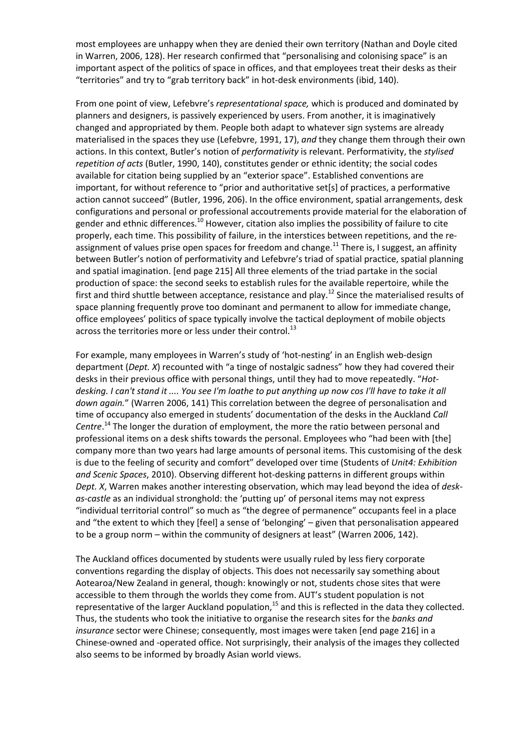most employees are unhappy when they are denied their own territory (Nathan and Doyle cited in Warren, 2006, 128). Her research confirmed that "personalising and colonising space" is an important aspect of the politics of space in offices, and that employees treat their desks as their "territories" and try to "grab territory back" in hot-desk environments (ibid, 140).

From one point of view, Lefebvre's *representational space,* which is produced and dominated by planners and designers, is passively experienced by users. From another, it is imaginatively changed and appropriated by them. People both adapt to whatever sign systems are already materialised in the spaces they use (Lefebvre, 1991, 17), *and* they change them through their own actions. In this context, Butler's notion of *performativity* is relevant. Performativity, the *stylised repetition of acts* (Butler, 1990, 140), constitutes gender or ethnic identity; the social codes available for citation being supplied by an "exterior space". Established conventions are important, for without reference to "prior and authoritative set[s] of practices, a performative action cannot succeed" (Butler, 1996, 206). In the office environment, spatial arrangements, desk configurations and personal or professional accoutrements provide material for the elaboration of gender and ethnic differences.[10] However, citation also implies the possibility of failure to cite properly, each time. This possibility of failure, in the interstices between repetitions, and the re-assignment of values prise open spaces for freedom and change.[11] There is, I suggest, an affinity between Butler's notion of performativity and Lefebvre's triad of spatial practice, spatial planning and spatial imagination. [end page 215] All three elements of the triad partake in the social production of space: the second seeks to establish rules for the available repertoire, while the first and third shuttle between acceptance, resistance and play.[12] Since the materialised results of space planning frequently prove too dominant and permanent to allow for immediate change, office employees' politics of space typically involve the tactical deployment of mobile objects across the territories more or less under their control.[13]

For example, many employees in Warren's study of 'hot-nesting' in an English web-design department (*Dept. X*) recounted with "a tinge of nostalgic sadness" how they had covered their desks in their previous office with personal things, until they had to move repeatedly. "*Hot-desking. I can't stand it .... You see I'm loathe to put anything up now cos I'll have to take it all down again.*" (Warren 2006, 141) This correlation between the degree of personalisation and time of occupancy also emerged in students' documentation of the desks in the Auckland *Call Centre*.[14] The longer the duration of employment, the more the ratio between personal and professional items on a desk shifts towards the personal. Employees who "had been with [the] company more than two years had large amounts of personal items. This customising of the desk is due to the feeling of security and comfort" developed over time (Students of *Unit4: Exhibition and Scenic Spaces*, 2010). Observing different hot-desking patterns in different groups within *Dept. X*, Warren makes another interesting observation, which may lead beyond the idea of *desk-as-castle* as an individual stronghold: the 'putting up' of personal items may not express "individual territorial control" so much as "the degree of permanence" occupants feel in a place and "the extent to which they [feel] a sense of 'belonging' – given that personalisation appeared to be a group norm – within the community of designers at least" (Warren 2006, 142).

The Auckland offices documented by students were usually ruled by less fiery corporate conventions regarding the display of objects. This does not necessarily say something about Aotearoa/New Zealand in general, though: knowingly or not, students chose sites that were accessible to them through the worlds they come from. AUT's student population is not representative of the larger Auckland population,[15] and this is reflected in the data they collected. Thus, the students who took the initiative to organise the research sites for the *banks and insurance* sector were Chinese; consequently, most images were taken [end page 216] in a Chinese-owned and -operated office. Not surprisingly, their analysis of the images they collected also seems to be informed by broadly Asian world views.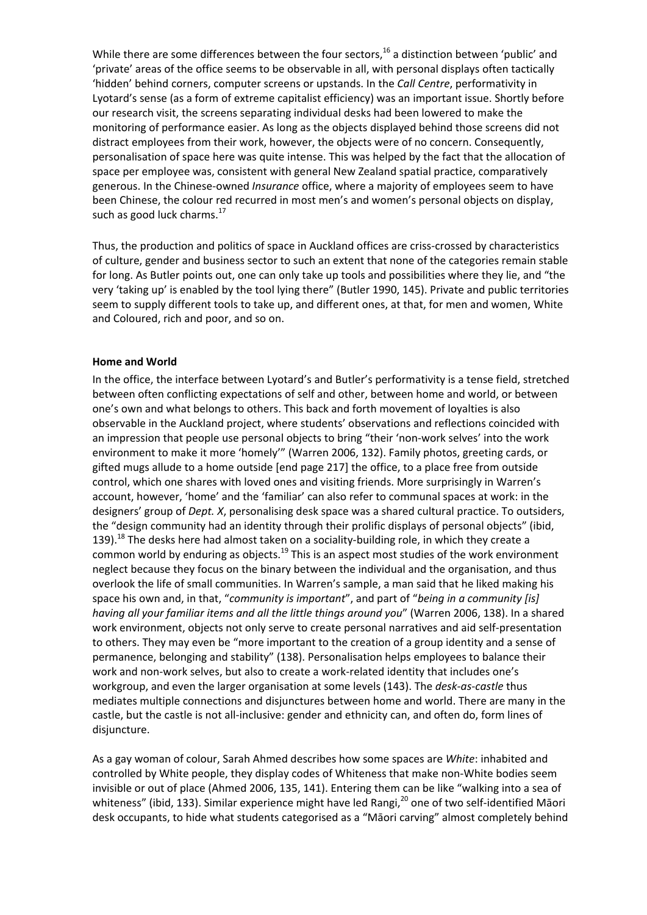While there are some differences between the four sectors,[16] a distinction between 'public' and 'private' areas of the office seems to be observable in all, with personal displays often tactically 'hidden' behind corners, computer screens or upstands. In the *Call Centre*, performativity in Lyotard's sense (as a form of extreme capitalist efficiency) was an important issue. Shortly before our research visit, the screens separating individual desks had been lowered to make the monitoring of performance easier. As long as the objects displayed behind those screens did not distract employees from their work, however, the objects were of no concern. Consequently, personalisation of space here was quite intense. This was helped by the fact that the allocation of space per employee was, consistent with general New Zealand spatial practice, comparatively generous. In the Chinese-owned *Insurance* office, where a majority of employees seem to have been Chinese, the colour red recurred in most men's and women's personal objects on display, such as good luck charms.[17]

Thus, the production and politics of space in Auckland offices are criss-crossed by characteristics of culture, gender and business sector to such an extent that none of the categories remain stable for long. As Butler points out, one can only take up tools and possibilities where they lie, and "the very 'taking up' is enabled by the tool lying there" (Butler 1990, 145). Private and public territories seem to supply different tools to take up, and different ones, at that, for men and women, White and Coloured, rich and poor, and so on.

**Home and World**

In the office, the interface between Lyotard's and Butler's performativity is a tense field, stretched between often conflicting expectations of self and other, between home and world, or between one's own and what belongs to others. This back and forth movement of loyalties is also observable in the Auckland project, where students' observations and reflections coincided with an impression that people use personal objects to bring "their 'non-work selves' into the work environment to make it more 'homely'" (Warren 2006, 132). Family photos, greeting cards, or gifted mugs allude to a home outside [end page 217] the office, to a place free from outside control, which one shares with loved ones and visiting friends. More surprisingly in Warren's account, however, 'home' and the 'familiar' can also refer to communal spaces at work: in the designers' group of *Dept. X*, personalising desk space was a shared cultural practice. To outsiders, the "design community had an identity through their prolific displays of personal objects" (ibid, 139).[18] The desks here had almost taken on a sociality-building role, in which they create a common world by enduring as objects.[19] This is an aspect most studies of the work environment neglect because they focus on the binary between the individual and the organisation, and thus overlook the life of small communities. In Warren's sample, a man said that he liked making his space his own and, in that, "*community is important*", and part of "*being in a community [is] having all your familiar items and all the little things around you*" (Warren 2006, 138). In a shared work environment, objects not only serve to create personal narratives and aid self-presentation to others. They may even be "more important to the creation of a group identity and a sense of permanence, belonging and stability" (138). Personalisation helps employees to balance their work and non-work selves, but also to create a work-related identity that includes one's workgroup, and even the larger organisation at some levels (143). The *desk-as-castle* thus mediates multiple connections and disjunctures between home and world. There are many in the castle, but the castle is not all-inclusive: gender and ethnicity can, and often do, form lines of disjuncture.

As a gay woman of colour, Sarah Ahmed describes how some spaces are *White*: inhabited and controlled by White people, they display codes of Whiteness that make non-White bodies seem invisible or out of place (Ahmed 2006, 135, 141). Entering them can be like "walking into a sea of whiteness" (ibid, 133). Similar experience might have led Rangi,[20] one of two self-identified Māori desk occupants, to hide what students categorised as a "Māori carving" almost completely behind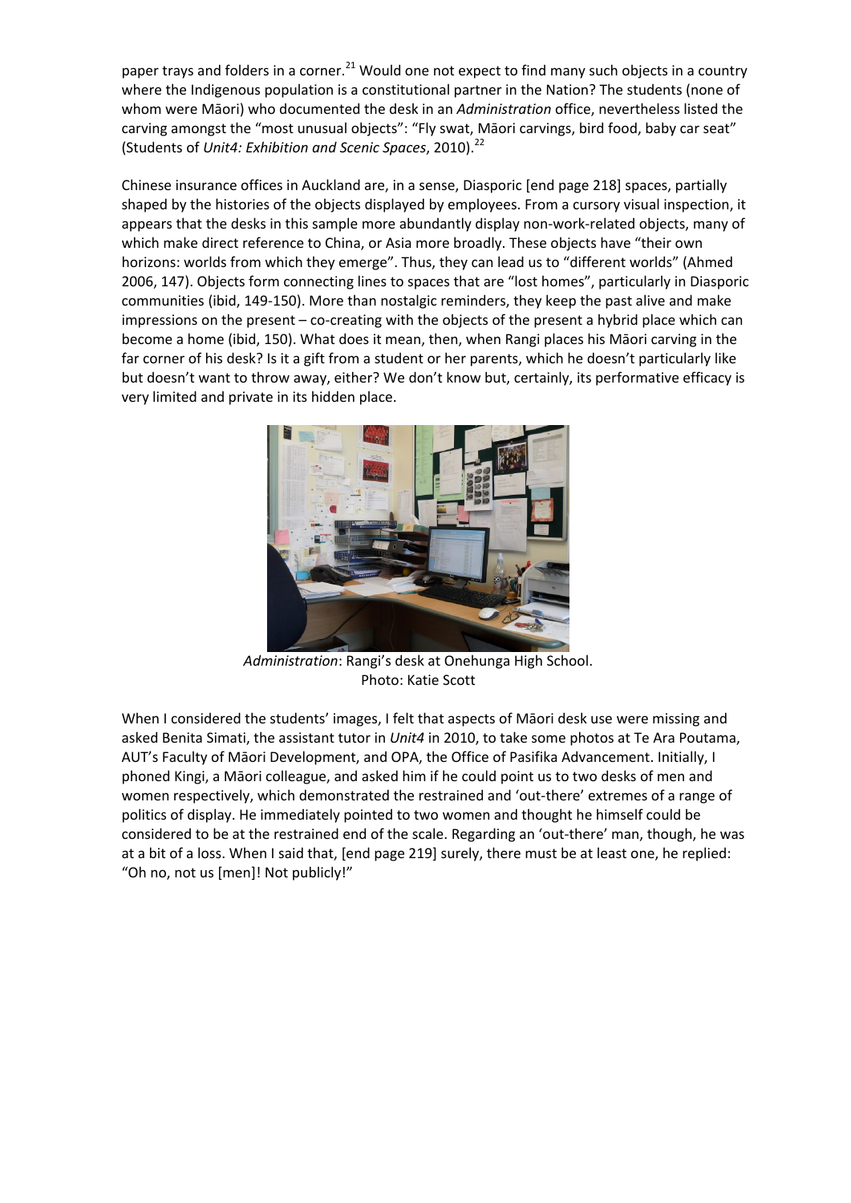paper trays and folders in a corner.[21] Would one not expect to find many such objects in a country where the Indigenous population is a constitutional partner in the Nation? The students (none of whom were Māori) who documented the desk in an *Administration* office, nevertheless listed the carving amongst the "most unusual objects": "Fly swat, Māori carvings, bird food, baby car seat" (Students of *Unit4: Exhibition and Scenic Spaces*, 2010).[22]

Chinese insurance offices in Auckland are, in a sense, Diasporic [end page 218] spaces, partially shaped by the histories of the objects displayed by employees. From a cursory visual inspection, it appears that the desks in this sample more abundantly display non-work-related objects, many of which make direct reference to China, or Asia more broadly. These objects have "their own horizons: worlds from which they emerge". Thus, they can lead us to "different worlds" (Ahmed 2006, 147). Objects form connecting lines to spaces that are "lost homes", particularly in Diasporic communities (ibid, 149-150). More than nostalgic reminders, they keep the past alive and make impressions on the present – co-creating with the objects of the present a hybrid place which can become a home (ibid, 150). What does it mean, then, when Rangi places his Māori carving in the far corner of his desk? Is it a gift from a student or her parents, which he doesn't particularly like but doesn't want to throw away, either? We don't know but, certainly, its performative efficacy is very limited and private in its hidden place.

*Administration*: Rangi's desk at Onehunga High School.
Photo: Katie Scott

When I considered the students' images, I felt that aspects of Māori desk use were missing and asked Benita Simati, the assistant tutor in *Unit4* in 2010, to take some photos at Te Ara Poutama, AUT's Faculty of Māori Development, and OPA, the Office of Pasifika Advancement. Initially, I phoned Kingi, a Māori colleague, and asked him if he could point us to two desks of men and women respectively, which demonstrated the restrained and 'out-there' extremes of a range of politics of display. He immediately pointed to two women and thought he himself could be considered to be at the restrained end of the scale. Regarding an 'out-there' man, though, he was at a bit of a loss. When I said that, [end page 219] surely, there must be at least one, he replied: "Oh no, not us [men]! Not publicly!"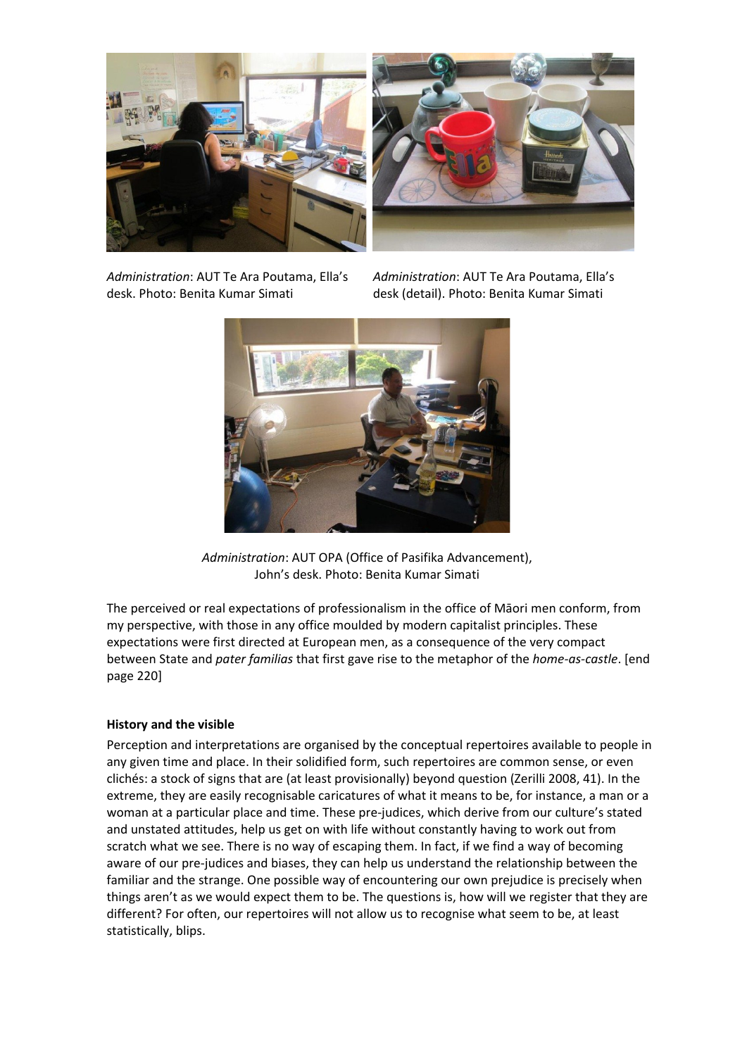*Administration*: AUT Te Ara Poutama, Ella's desk. Photo: Benita Kumar Simati

*Administration*: AUT Te Ara Poutama, Ella's desk (detail). Photo: Benita Kumar Simati

*Administration*: AUT OPA (Office of Pasifika Advancement), John's desk. Photo: Benita Kumar Simati

The perceived or real expectations of professionalism in the office of Māori men conform, from my perspective, with those in any office moulded by modern capitalist principles. These expectations were first directed at European men, as a consequence of the very compact between State and *pater familias* that first gave rise to the metaphor of the *home-as-castle*. [end page 220]

**History and the visible**

Perception and interpretations are organised by the conceptual repertoires available to people in any given time and place. In their solidified form, such repertoires are common sense, or even clichés: a stock of signs that are (at least provisionally) beyond question (Zerilli 2008, 41). In the extreme, they are easily recognisable caricatures of what it means to be, for instance, a man or a woman at a particular place and time. These pre-judices, which derive from our culture's stated and unstated attitudes, help us get on with life without constantly having to work out from scratch what we see. There is no way of escaping them. In fact, if we find a way of becoming aware of our pre-judices and biases, they can help us understand the relationship between the familiar and the strange. One possible way of encountering our own prejudice is precisely when things aren't as we would expect them to be. The questions is, how will we register that they are different? For often, our repertoires will not allow us to recognise what seem to be, at least statistically, blips.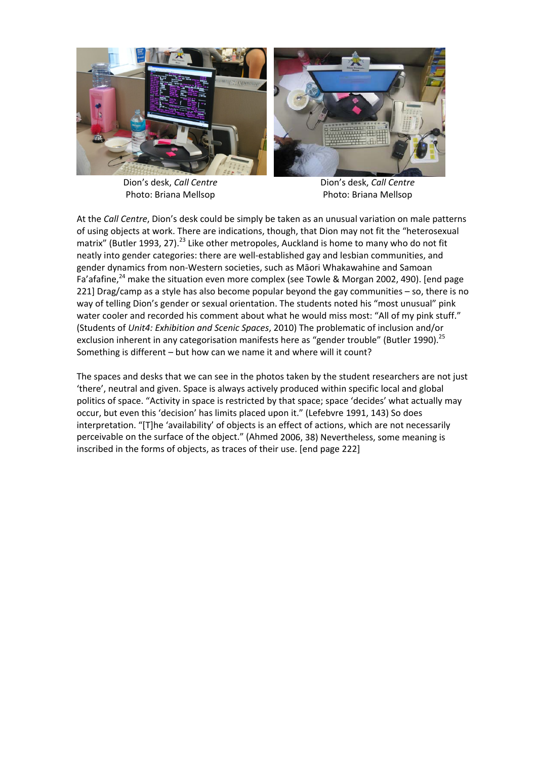Dion's desk, *Call Centre*
Photo: Briana Mellsop

Dion's desk, *Call Centre*
Photo: Briana Mellsop

At the *Call Centre*, Dion's desk could be simply be taken as an unusual variation on male patterns of using objects at work. There are indications, though, that Dion may not fit the "heterosexual matrix" (Butler 1993, 27).[23] Like other metropoles, Auckland is home to many who do not fit neatly into gender categories: there are well-established gay and lesbian communities, and gender dynamics from non-Western societies, such as Māori Whakawahine and Samoan Fa'afafine,[24] make the situation even more complex (see Towle & Morgan 2002, 490). [end page 221] Drag/camp as a style has also become popular beyond the gay communities – so, there is no way of telling Dion's gender or sexual orientation. The students noted his "most unusual" pink water cooler and recorded his comment about what he would miss most: "All of my pink stuff." (Students of *Unit4: Exhibition and Scenic Spaces*, 2010) The problematic of inclusion and/or exclusion inherent in any categorisation manifests here as "gender trouble" (Butler 1990).[25] Something is different – but how can we name it and where will it count?

The spaces and desks that we can see in the photos taken by the student researchers are not just 'there', neutral and given. Space is always actively produced within specific local and global politics of space. "Activity in space is restricted by that space; space 'decides' what actually may occur, but even this 'decision' has limits placed upon it." (Lefebvre 1991, 143) So does interpretation. "[T]he 'availability' of objects is an effect of actions, which are not necessarily perceivable on the surface of the object." (Ahmed 2006, 38) Nevertheless, some meaning is inscribed in the forms of objects, as traces of their use. [end page 222]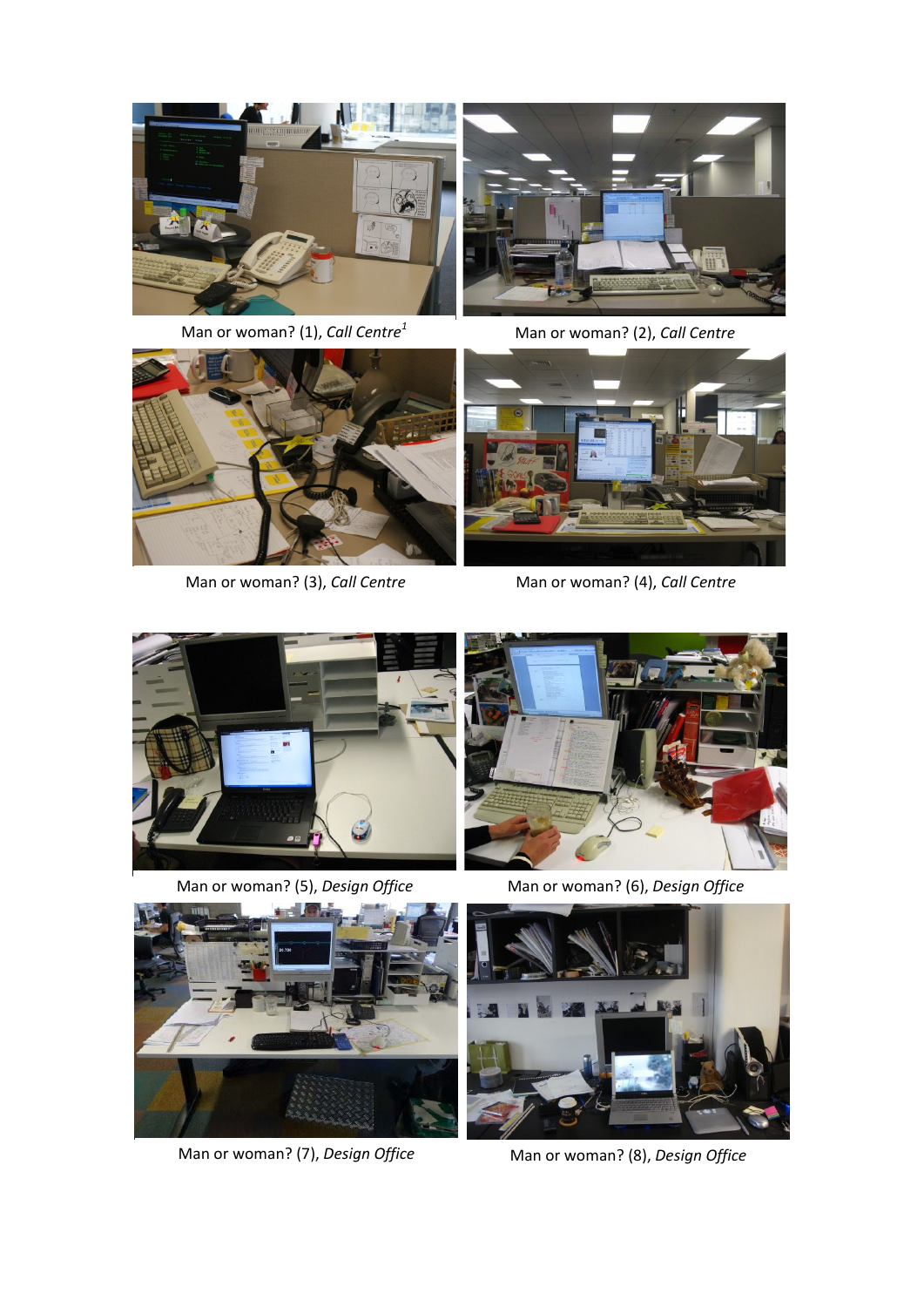Man or woman? (1), *Call Centre*[1]

Man or woman? (2), *Call Centre*

Man or woman? (3), *Call Centre*

Man or woman? (4), *Call Centre*

Man or woman? (5), *Design Office*

Man or woman? (6), *Design Office*

Man or woman? (7), *Design Office*

Man or woman? (8), *Design Office*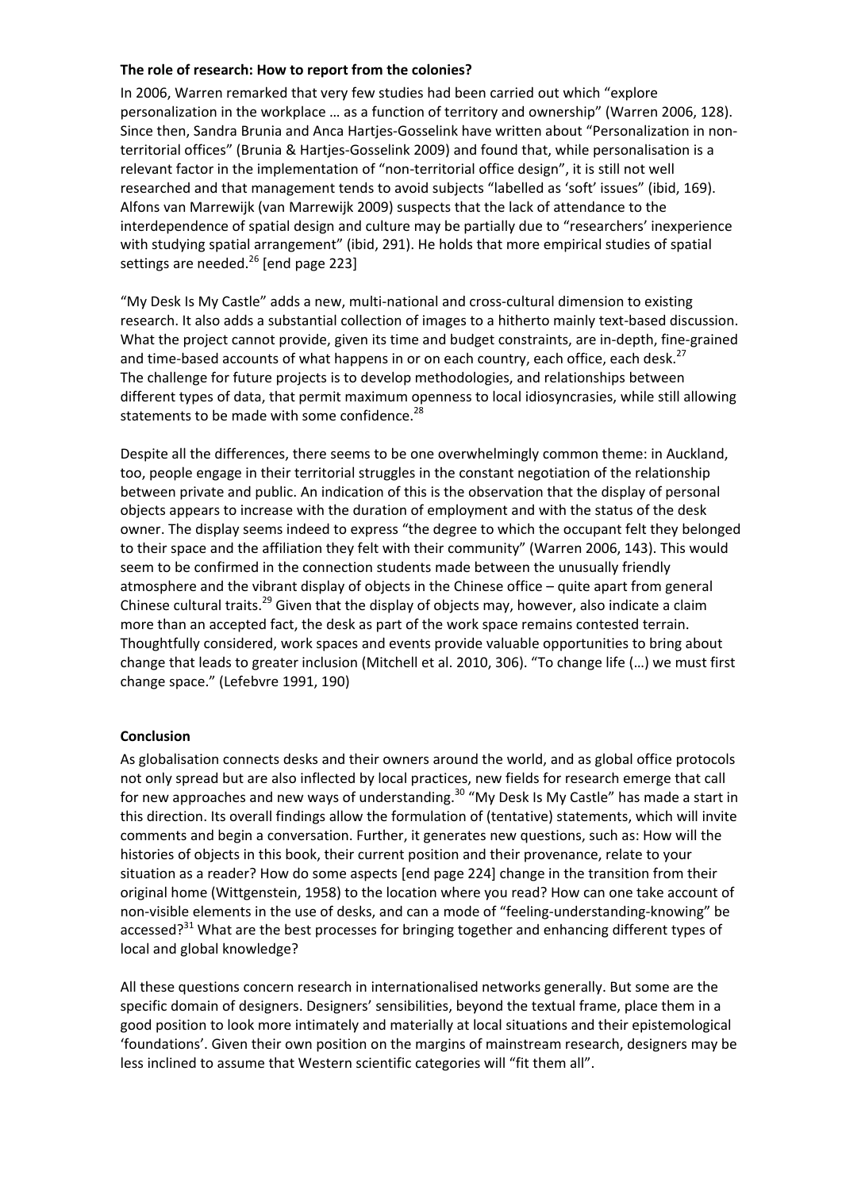**The role of research: How to report from the colonies?**

In 2006, Warren remarked that very few studies had been carried out which "explore personalization in the workplace … as a function of territory and ownership" (Warren 2006, 128). Since then, Sandra Brunia and Anca Hartjes-Gosselink have written about "Personalization in non-territorial offices" (Brunia & Hartjes-Gosselink 2009) and found that, while personalisation is a relevant factor in the implementation of "non-territorial office design", it is still not well researched and that management tends to avoid subjects "labelled as 'soft' issues" (ibid, 169). Alfons van Marrewijk (van Marrewijk 2009) suspects that the lack of attendance to the interdependence of spatial design and culture may be partially due to "researchers' inexperience with studying spatial arrangement" (ibid, 291). He holds that more empirical studies of spatial settings are needed.[26] [end page 223]

"My Desk Is My Castle" adds a new, multi-national and cross-cultural dimension to existing research. It also adds a substantial collection of images to a hitherto mainly text-based discussion. What the project cannot provide, given its time and budget constraints, are in-depth, fine-grained and time-based accounts of what happens in or on each country, each office, each desk.[27] The challenge for future projects is to develop methodologies, and relationships between different types of data, that permit maximum openness to local idiosyncrasies, while still allowing statements to be made with some confidence.[28]

Despite all the differences, there seems to be one overwhelmingly common theme: in Auckland, too, people engage in their territorial struggles in the constant negotiation of the relationship between private and public. An indication of this is the observation that the display of personal objects appears to increase with the duration of employment and with the status of the desk owner. The display seems indeed to express "the degree to which the occupant felt they belonged to their space and the affiliation they felt with their community" (Warren 2006, 143). This would seem to be confirmed in the connection students made between the unusually friendly atmosphere and the vibrant display of objects in the Chinese office – quite apart from general Chinese cultural traits.[29] Given that the display of objects may, however, also indicate a claim more than an accepted fact, the desk as part of the work space remains contested terrain. Thoughtfully considered, work spaces and events provide valuable opportunities to bring about change that leads to greater inclusion (Mitchell et al. 2010, 306). "To change life (…) we must first change space." (Lefebvre 1991, 190)

**Conclusion**

As globalisation connects desks and their owners around the world, and as global office protocols not only spread but are also inflected by local practices, new fields for research emerge that call for new approaches and new ways of understanding.[30] "My Desk Is My Castle" has made a start in this direction. Its overall findings allow the formulation of (tentative) statements, which will invite comments and begin a conversation. Further, it generates new questions, such as: How will the histories of objects in this book, their current position and their provenance, relate to your situation as a reader? How do some aspects [end page 224] change in the transition from their original home (Wittgenstein, 1958) to the location where you read? How can one take account of non-visible elements in the use of desks, and can a mode of "feeling-understanding-knowing" be accessed?[31] What are the best processes for bringing together and enhancing different types of local and global knowledge?

All these questions concern research in internationalised networks generally. But some are the specific domain of designers. Designers' sensibilities, beyond the textual frame, place them in a good position to look more intimately and materially at local situations and their epistemological 'foundations'. Given their own position on the margins of mainstream research, designers may be less inclined to assume that Western scientific categories will "fit them all".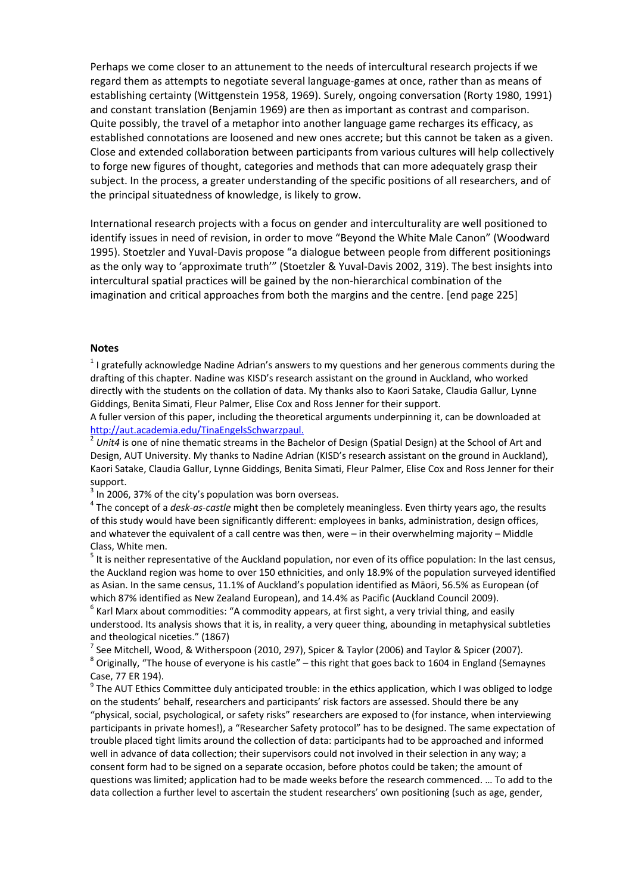Perhaps we come closer to an attunement to the needs of intercultural research projects if we regard them as attempts to negotiate several language-games at once, rather than as means of establishing certainty (Wittgenstein 1958, 1969). Surely, ongoing conversation (Rorty 1980, 1991) and constant translation (Benjamin 1969) are then as important as contrast and comparison. Quite possibly, the travel of a metaphor into another language game recharges its efficacy, as established connotations are loosened and new ones accrete; but this cannot be taken as a given. Close and extended collaboration between participants from various cultures will help collectively to forge new figures of thought, categories and methods that can more adequately grasp their subject. In the process, a greater understanding of the specific positions of all researchers, and of the principal situatedness of knowledge, is likely to grow.

International research projects with a focus on gender and interculturality are well positioned to identify issues in need of revision, in order to move "Beyond the White Male Canon" (Woodward 1995). Stoetzler and Yuval-Davis propose "a dialogue between people from different positionings as the only way to 'approximate truth'" (Stoetzler & Yuval-Davis 2002, 319). The best insights into intercultural spatial practices will be gained by the non-hierarchical combination of the imagination and critical approaches from both the margins and the centre. [end page 225]

### Notes

[1] I gratefully acknowledge Nadine Adrian's answers to my questions and her generous comments during the drafting of this chapter. Nadine was KISD's research assistant on the ground in Auckland, who worked directly with the students on the collation of data. My thanks also to Kaori Satake, Claudia Gallur, Lynne Giddings, Benita Simati, Fleur Palmer, Elise Cox and Ross Jenner for their support.
A fuller version of this paper, including the theoretical arguments underpinning it, can be downloaded at http://aut.academia.edu/TinaEngelsSchwarzpaul.

[2] *Unit4* is one of nine thematic streams in the Bachelor of Design (Spatial Design) at the School of Art and Design, AUT University. My thanks to Nadine Adrian (KISD's research assistant on the ground in Auckland), Kaori Satake, Claudia Gallur, Lynne Giddings, Benita Simati, Fleur Palmer, Elise Cox and Ross Jenner for their support.

[3] In 2006, 37% of the city's population was born overseas.

[4] The concept of a *desk-as-castle* might then be completely meaningless. Even thirty years ago, the results of this study would have been significantly different: employees in banks, administration, design offices, and whatever the equivalent of a call centre was then, were – in their overwhelming majority – Middle Class, White men.

[5] It is neither representative of the Auckland population, nor even of its office population: In the last census, the Auckland region was home to over 150 ethnicities, and only 18.9% of the population surveyed identified as Asian. In the same census, 11.1% of Auckland's population identified as Māori, 56.5% as European (of which 87% identified as New Zealand European), and 14.4% as Pacific (Auckland Council 2009).

[6] Karl Marx about commodities: "A commodity appears, at first sight, a very trivial thing, and easily understood. Its analysis shows that it is, in reality, a very queer thing, abounding in metaphysical subtleties and theological niceties." (1867)

[7] See Mitchell, Wood, & Witherspoon (2010, 297), Spicer & Taylor (2006) and Taylor & Spicer (2007).

[8] Originally, "The house of everyone is his castle" – this right that goes back to 1604 in England (Semaynes Case, 77 ER 194).

[9] The AUT Ethics Committee duly anticipated trouble: in the ethics application, which I was obliged to lodge on the students' behalf, researchers and participants' risk factors are assessed. Should there be any "physical, social, psychological, or safety risks" researchers are exposed to (for instance, when interviewing participants in private homes!), a "Researcher Safety protocol" has to be designed. The same expectation of trouble placed tight limits around the collection of data: participants had to be approached and informed well in advance of data collection; their supervisors could not involved in their selection in any way; a consent form had to be signed on a separate occasion, before photos could be taken; the amount of questions was limited; application had to be made weeks before the research commenced. … To add to the data collection a further level to ascertain the student researchers' own positioning (such as age, gender,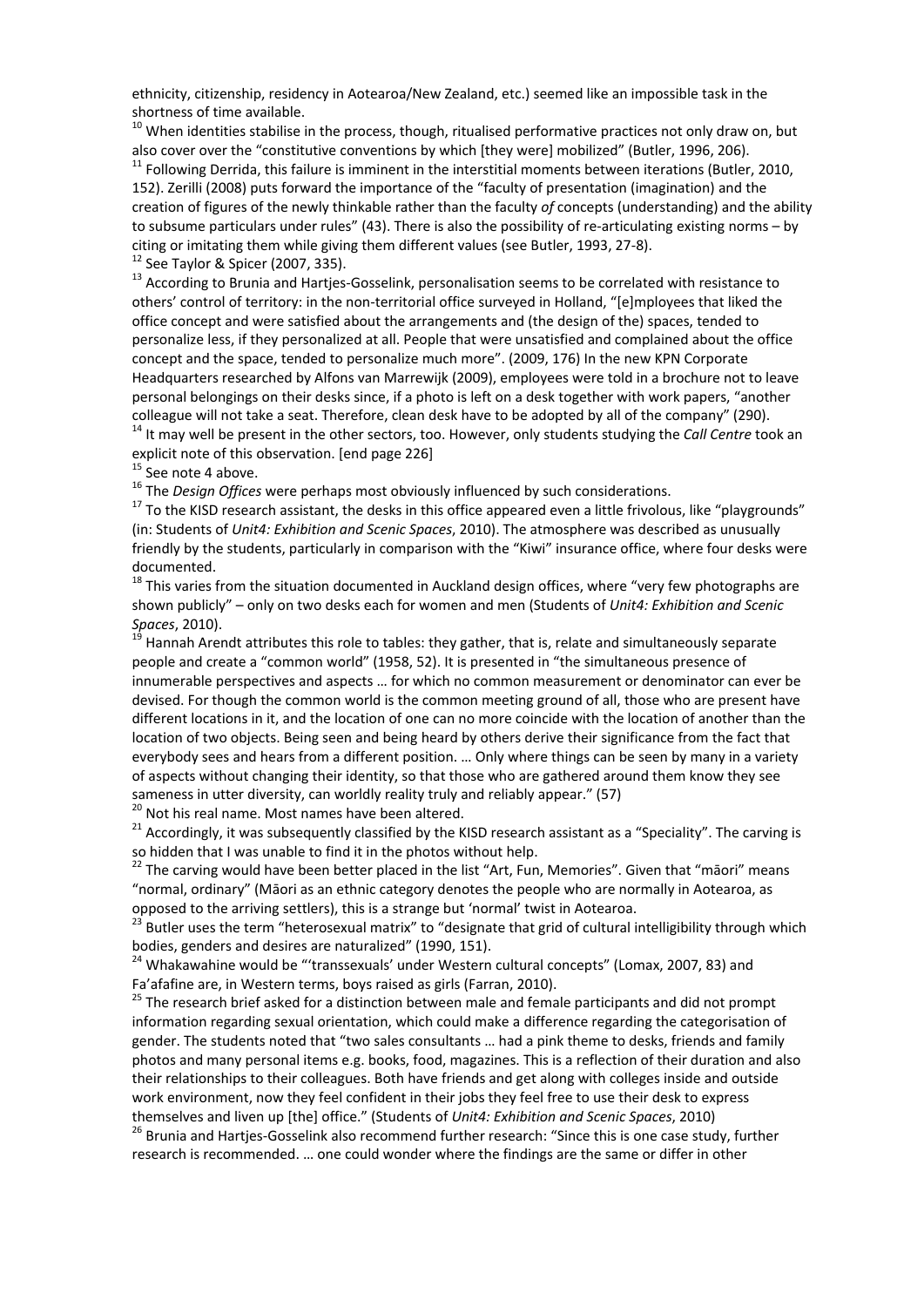ethnicity, citizenship, residency in Aotearoa/New Zealand, etc.) seemed like an impossible task in the shortness of time available.

[10] When identities stabilise in the process, though, ritualised performative practices not only draw on, but also cover over the "constitutive conventions by which [they were] mobilized" (Butler, 1996, 206).

[11] Following Derrida, this failure is imminent in the interstitial moments between iterations (Butler, 2010, 152). Zerilli (2008) puts forward the importance of the "faculty of presentation (imagination) and the creation of figures of the newly thinkable rather than the faculty *of* concepts (understanding) and the ability to subsume particulars under rules" (43). There is also the possibility of re-articulating existing norms – by citing or imitating them while giving them different values (see Butler, 1993, 27-8).

[12] See Taylor & Spicer (2007, 335).

[13] According to Brunia and Hartjes-Gosselink, personalisation seems to be correlated with resistance to others' control of territory: in the non-territorial office surveyed in Holland, "[e]mployees that liked the office concept and were satisfied about the arrangements and (the design of the) spaces, tended to personalize less, if they personalized at all. People that were unsatisfied and complained about the office concept and the space, tended to personalize much more". (2009, 176) In the new KPN Corporate Headquarters researched by Alfons van Marrewijk (2009), employees were told in a brochure not to leave personal belongings on their desks since, if a photo is left on a desk together with work papers, "another colleague will not take a seat. Therefore, clean desk have to be adopted by all of the company" (290).

[14] It may well be present in the other sectors, too. However, only students studying the *Call Centre* took an explicit note of this observation. [end page 226]

[15] See note 4 above.

[16] The *Design Offices* were perhaps most obviously influenced by such considerations.

[17] To the KISD research assistant, the desks in this office appeared even a little frivolous, like "playgrounds" (in: Students of *Unit4: Exhibition and Scenic Spaces*, 2010). The atmosphere was described as unusually friendly by the students, particularly in comparison with the "Kiwi" insurance office, where four desks were documented.

[18] This varies from the situation documented in Auckland design offices, where "very few photographs are shown publicly" – only on two desks each for women and men (Students of *Unit4: Exhibition and Scenic Spaces*, 2010).

[19] Hannah Arendt attributes this role to tables: they gather, that is, relate and simultaneously separate people and create a "common world" (1958, 52). It is presented in "the simultaneous presence of innumerable perspectives and aspects … for which no common measurement or denominator can ever be devised. For though the common world is the common meeting ground of all, those who are present have different locations in it, and the location of one can no more coincide with the location of another than the location of two objects. Being seen and being heard by others derive their significance from the fact that everybody sees and hears from a different position. … Only where things can be seen by many in a variety of aspects without changing their identity, so that those who are gathered around them know they see sameness in utter diversity, can worldly reality truly and reliably appear." (57)

[20] Not his real name. Most names have been altered.

[21] Accordingly, it was subsequently classified by the KISD research assistant as a "Speciality". The carving is so hidden that I was unable to find it in the photos without help.

[22] The carving would have been better placed in the list "Art, Fun, Memories". Given that "māori" means "normal, ordinary" (Māori as an ethnic category denotes the people who are normally in Aotearoa, as opposed to the arriving settlers), this is a strange but 'normal' twist in Aotearoa.

[23] Butler uses the term "heterosexual matrix" to "designate that grid of cultural intelligibility through which bodies, genders and desires are naturalized" (1990, 151).

[24] Whakawahine would be "'transsexuals' under Western cultural concepts" (Lomax, 2007, 83) and Fa'afafine are, in Western terms, boys raised as girls (Farran, 2010).

[25] The research brief asked for a distinction between male and female participants and did not prompt information regarding sexual orientation, which could make a difference regarding the categorisation of gender. The students noted that "two sales consultants … had a pink theme to desks, friends and family photos and many personal items e.g. books, food, magazines. This is a reflection of their duration and also their relationships to their colleagues. Both have friends and get along with colleges inside and outside work environment, now they feel confident in their jobs they feel free to use their desk to express themselves and liven up [the] office." (Students of *Unit4: Exhibition and Scenic Spaces*, 2010)

[26] Brunia and Hartjes-Gosselink also recommend further research: "Since this is one case study, further research is recommended. … one could wonder where the findings are the same or differ in other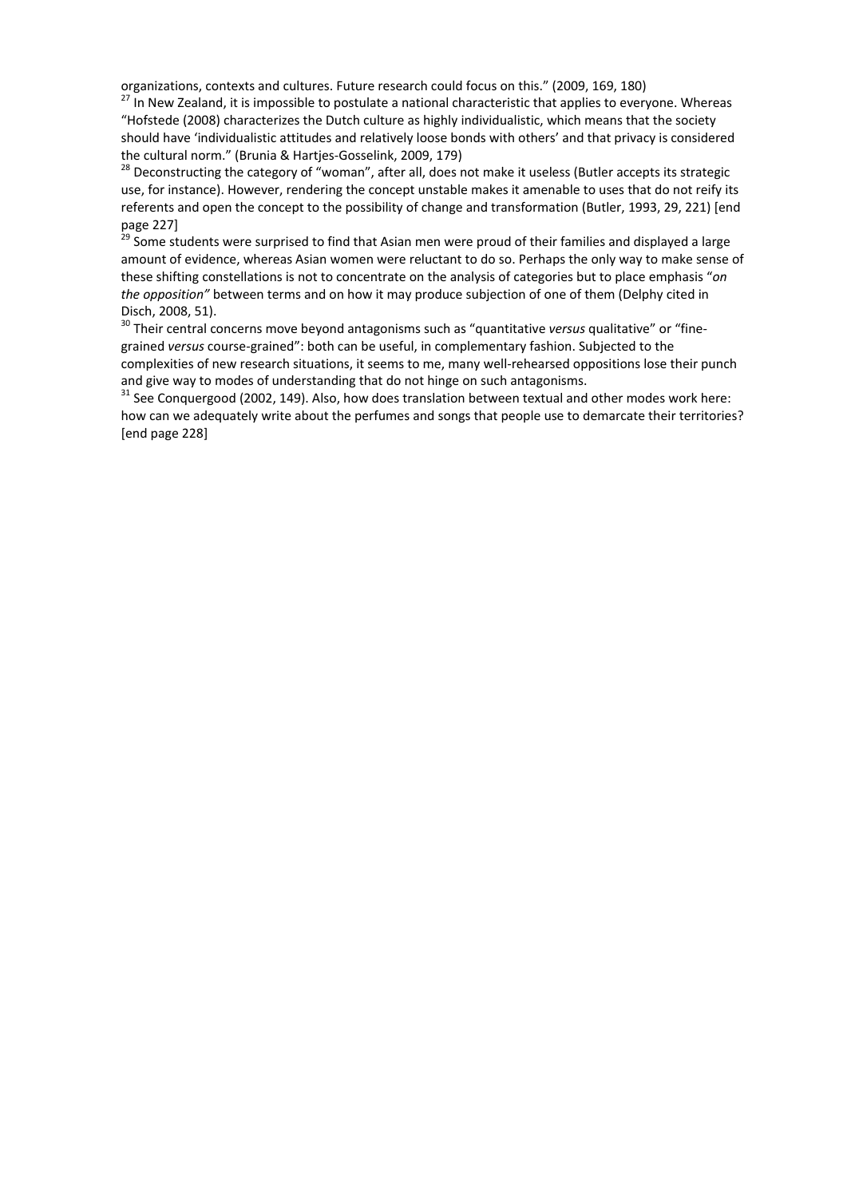organizations, contexts and cultures. Future research could focus on this." (2009, 169, 180)

[27] In New Zealand, it is impossible to postulate a national characteristic that applies to everyone. Whereas "Hofstede (2008) characterizes the Dutch culture as highly individualistic, which means that the society should have 'individualistic attitudes and relatively loose bonds with others' and that privacy is considered the cultural norm." (Brunia & Hartjes-Gosselink, 2009, 179)

[28] Deconstructing the category of "woman", after all, does not make it useless (Butler accepts its strategic use, for instance). However, rendering the concept unstable makes it amenable to uses that do not reify its referents and open the concept to the possibility of change and transformation (Butler, 1993, 29, 221) [end page 227]

[29] Some students were surprised to find that Asian men were proud of their families and displayed a large amount of evidence, whereas Asian women were reluctant to do so. Perhaps the only way to make sense of these shifting constellations is not to concentrate on the analysis of categories but to place emphasis "*on the opposition"* between terms and on how it may produce subjection of one of them (Delphy cited in Disch, 2008, 51).

[30] Their central concerns move beyond antagonisms such as "quantitative *versus* qualitative" or "fine-grained *versus* course-grained": both can be useful, in complementary fashion. Subjected to the complexities of new research situations, it seems to me, many well-rehearsed oppositions lose their punch and give way to modes of understanding that do not hinge on such antagonisms.

[31] See Conquergood (2002, 149). Also, how does translation between textual and other modes work here: how can we adequately write about the perfumes and songs that people use to demarcate their territories? [end page 228]